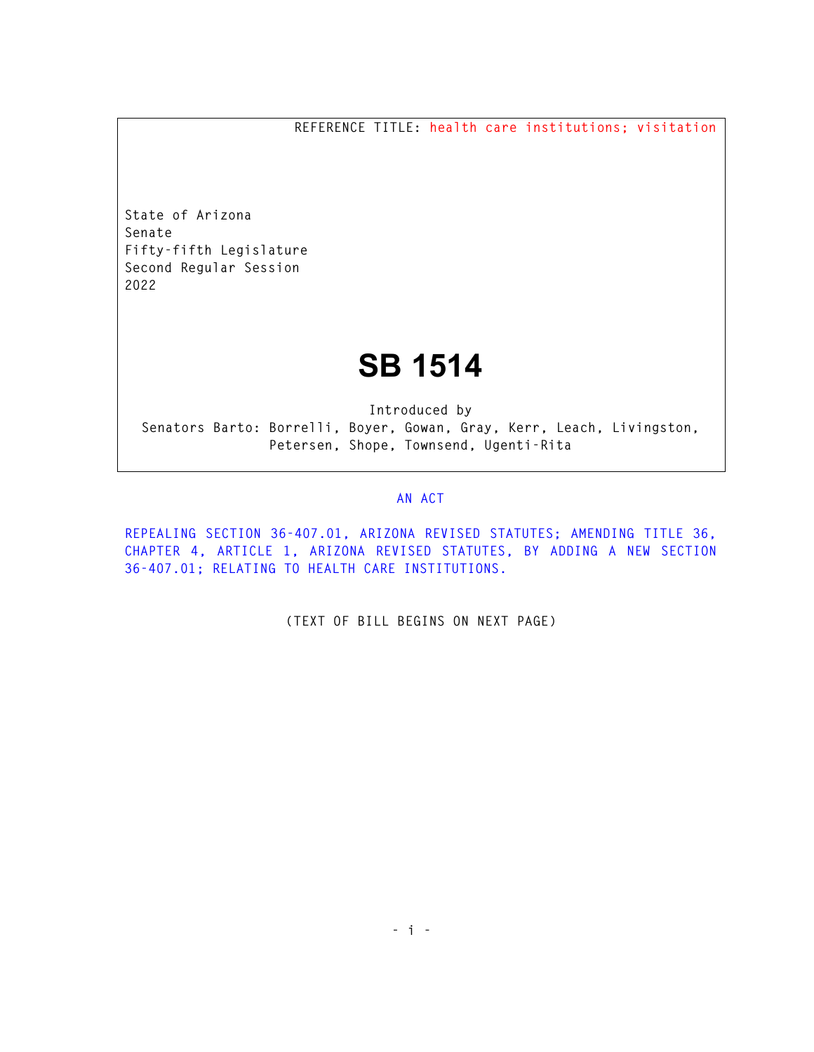REFERENCE TITLE: health care institutions; visitation

State of Arizona
Senate
Fifty-fifth Legislature
Second Regular Session
2022

# SB 1514

Introduced by
Senators Barto: Borrelli, Boyer, Gowan, Gray, Kerr, Leach, Livingston, Petersen, Shope, Townsend, Ugenti-Rita

AN ACT

REPEALING SECTION 36-407.01, ARIZONA REVISED STATUTES; AMENDING TITLE 36, CHAPTER 4, ARTICLE 1, ARIZONA REVISED STATUTES, BY ADDING A NEW SECTION 36-407.01; RELATING TO HEALTH CARE INSTITUTIONS.

(TEXT OF BILL BEGINS ON NEXT PAGE)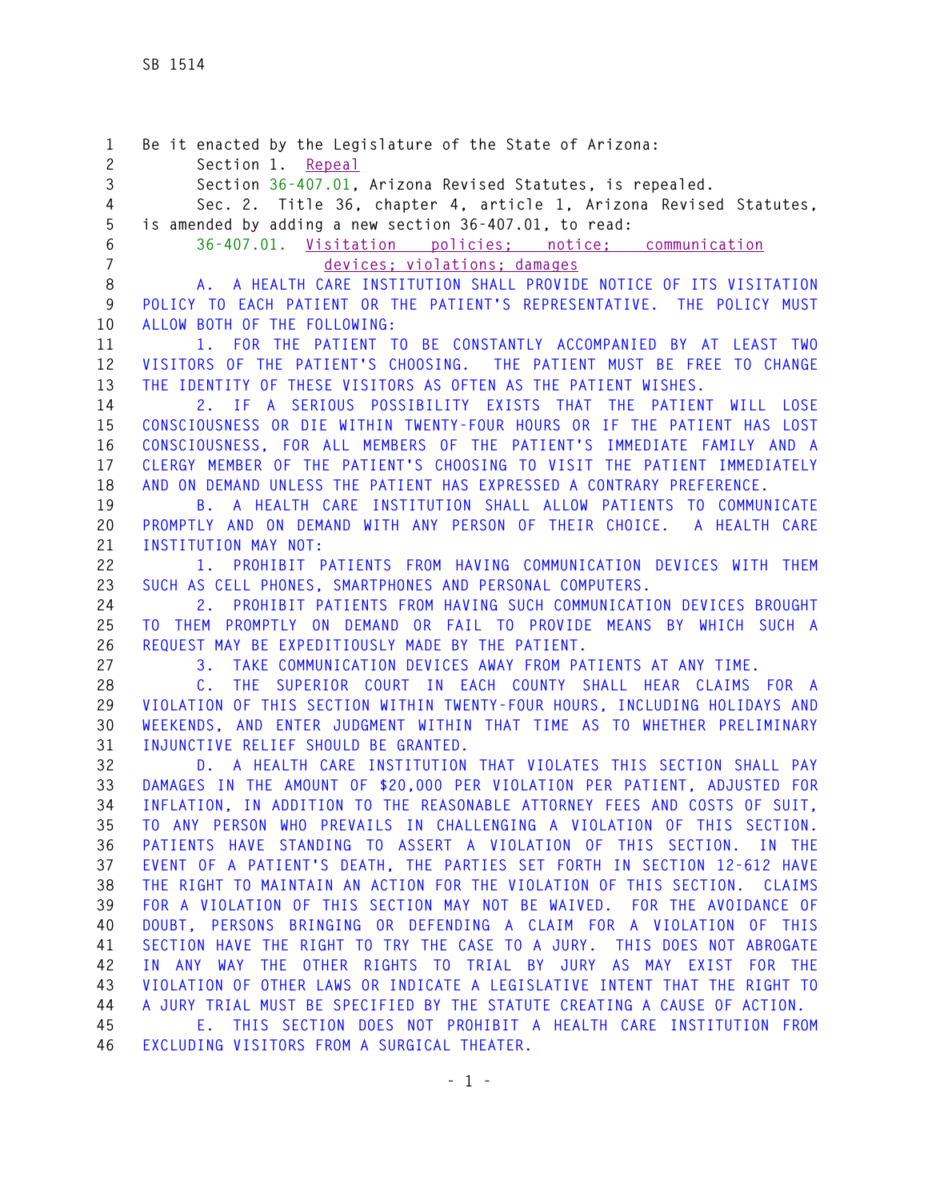Be it enacted by the Legislature of the State of Arizona:

Section 1. Repeal

Section 36-407.01, Arizona Revised Statutes, is repealed.

Sec. 2. Title 36, chapter 4, article 1, Arizona Revised Statutes, is amended by adding a new section 36-407.01, to read:

36-407.01. Visitation policies; notice; communication devices; violations; damages

A. A HEALTH CARE INSTITUTION SHALL PROVIDE NOTICE OF ITS VISITATION POLICY TO EACH PATIENT OR THE PATIENT'S REPRESENTATIVE. THE POLICY MUST ALLOW BOTH OF THE FOLLOWING:

1. FOR THE PATIENT TO BE CONSTANTLY ACCOMPANIED BY AT LEAST TWO VISITORS OF THE PATIENT'S CHOOSING. THE PATIENT MUST BE FREE TO CHANGE THE IDENTITY OF THESE VISITORS AS OFTEN AS THE PATIENT WISHES.

2. IF A SERIOUS POSSIBILITY EXISTS THAT THE PATIENT WILL LOSE CONSCIOUSNESS OR DIE WITHIN TWENTY-FOUR HOURS OR IF THE PATIENT HAS LOST CONSCIOUSNESS, FOR ALL MEMBERS OF THE PATIENT'S IMMEDIATE FAMILY AND A CLERGY MEMBER OF THE PATIENT'S CHOOSING TO VISIT THE PATIENT IMMEDIATELY AND ON DEMAND UNLESS THE PATIENT HAS EXPRESSED A CONTRARY PREFERENCE.

B. A HEALTH CARE INSTITUTION SHALL ALLOW PATIENTS TO COMMUNICATE PROMPTLY AND ON DEMAND WITH ANY PERSON OF THEIR CHOICE. A HEALTH CARE INSTITUTION MAY NOT:

1. PROHIBIT PATIENTS FROM HAVING COMMUNICATION DEVICES WITH THEM SUCH AS CELL PHONES, SMARTPHONES AND PERSONAL COMPUTERS.

2. PROHIBIT PATIENTS FROM HAVING SUCH COMMUNICATION DEVICES BROUGHT TO THEM PROMPTLY ON DEMAND OR FAIL TO PROVIDE MEANS BY WHICH SUCH A REQUEST MAY BE EXPEDITIOUSLY MADE BY THE PATIENT.

3. TAKE COMMUNICATION DEVICES AWAY FROM PATIENTS AT ANY TIME.

C. THE SUPERIOR COURT IN EACH COUNTY SHALL HEAR CLAIMS FOR A VIOLATION OF THIS SECTION WITHIN TWENTY-FOUR HOURS, INCLUDING HOLIDAYS AND WEEKENDS, AND ENTER JUDGMENT WITHIN THAT TIME AS TO WHETHER PRELIMINARY INJUNCTIVE RELIEF SHOULD BE GRANTED.

D. A HEALTH CARE INSTITUTION THAT VIOLATES THIS SECTION SHALL PAY DAMAGES IN THE AMOUNT OF $20,000 PER VIOLATION PER PATIENT, ADJUSTED FOR INFLATION, IN ADDITION TO THE REASONABLE ATTORNEY FEES AND COSTS OF SUIT, TO ANY PERSON WHO PREVAILS IN CHALLENGING A VIOLATION OF THIS SECTION. PATIENTS HAVE STANDING TO ASSERT A VIOLATION OF THIS SECTION. IN THE EVENT OF A PATIENT'S DEATH, THE PARTIES SET FORTH IN SECTION 12-612 HAVE THE RIGHT TO MAINTAIN AN ACTION FOR THE VIOLATION OF THIS SECTION. CLAIMS FOR A VIOLATION OF THIS SECTION MAY NOT BE WAIVED. FOR THE AVOIDANCE OF DOUBT, PERSONS BRINGING OR DEFENDING A CLAIM FOR A VIOLATION OF THIS SECTION HAVE THE RIGHT TO TRY THE CASE TO A JURY. THIS DOES NOT ABROGATE IN ANY WAY THE OTHER RIGHTS TO TRIAL BY JURY AS MAY EXIST FOR THE VIOLATION OF OTHER LAWS OR INDICATE A LEGISLATIVE INTENT THAT THE RIGHT TO A JURY TRIAL MUST BE SPECIFIED BY THE STATUTE CREATING A CAUSE OF ACTION.

E. THIS SECTION DOES NOT PROHIBIT A HEALTH CARE INSTITUTION FROM EXCLUDING VISITORS FROM A SURGICAL THEATER.